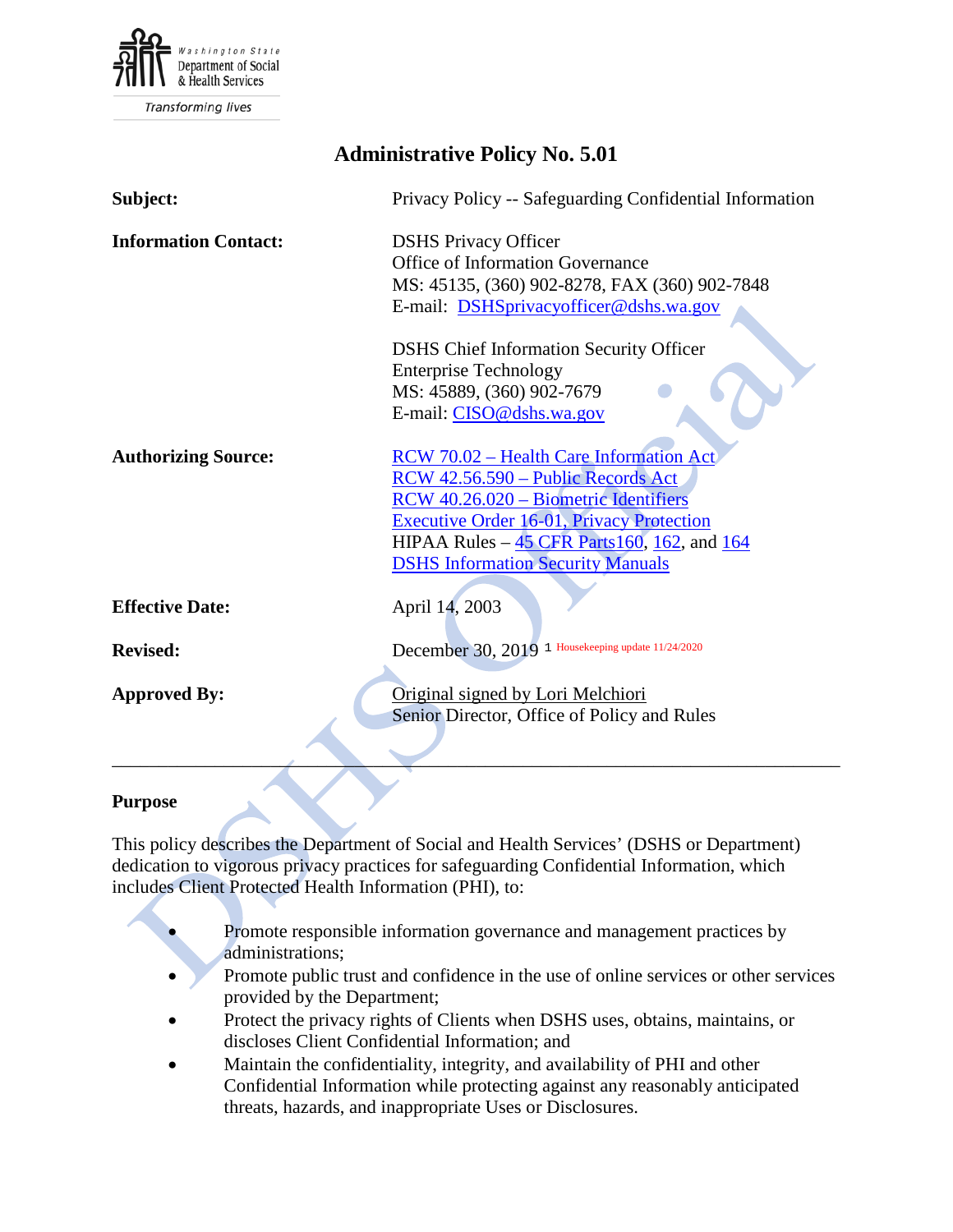Washington State Department of Social & Health Services

Transforming lives

# Administrative Policy No. 5.01

| | |
|---|---|
| **Subject:** | Privacy Policy -- Safeguarding Confidential Information |
| **Information Contact:** | DSHS Privacy Officer<br>Office of Information Governance<br>MS: 45135, (360) 902-8278, FAX (360) 902-7848<br>E-mail: DSHSprivacyofficer@dshs.wa.gov<br><br>DSHS Chief Information Security Officer<br>Enterprise Technology<br>MS: 45889, (360) 902-7679<br>E-mail: CISO@dshs.wa.gov |
| **Authorizing Source:** | RCW 70.02 – Health Care Information Act<br>RCW 42.56.590 – Public Records Act<br>RCW 40.26.020 – Biometric Identifiers<br>Executive Order 16-01, Privacy Protection<br>HIPAA Rules – 45 CFR Parts160, 162, and 164<br>DSHS Information Security Manuals |
| **Effective Date:** | April 14, 2003 |
| **Revised:** | December 30, 2019 [1] Housekeeping update 11/24/2020 |
| **Approved By:** | Original signed by Lori Melchiori<br>Senior Director, Office of Policy and Rules |

---

## Purpose

This policy describes the Department of Social and Health Services' (DSHS or Department) dedication to vigorous privacy practices for safeguarding Confidential Information, which includes Client Protected Health Information (PHI), to:

- Promote responsible information governance and management practices by administrations;
- Promote public trust and confidence in the use of online services or other services provided by the Department;
- Protect the privacy rights of Clients when DSHS uses, obtains, maintains, or discloses Client Confidential Information; and
- Maintain the confidentiality, integrity, and availability of PHI and other Confidential Information while protecting against any reasonably anticipated threats, hazards, and inappropriate Uses or Disclosures.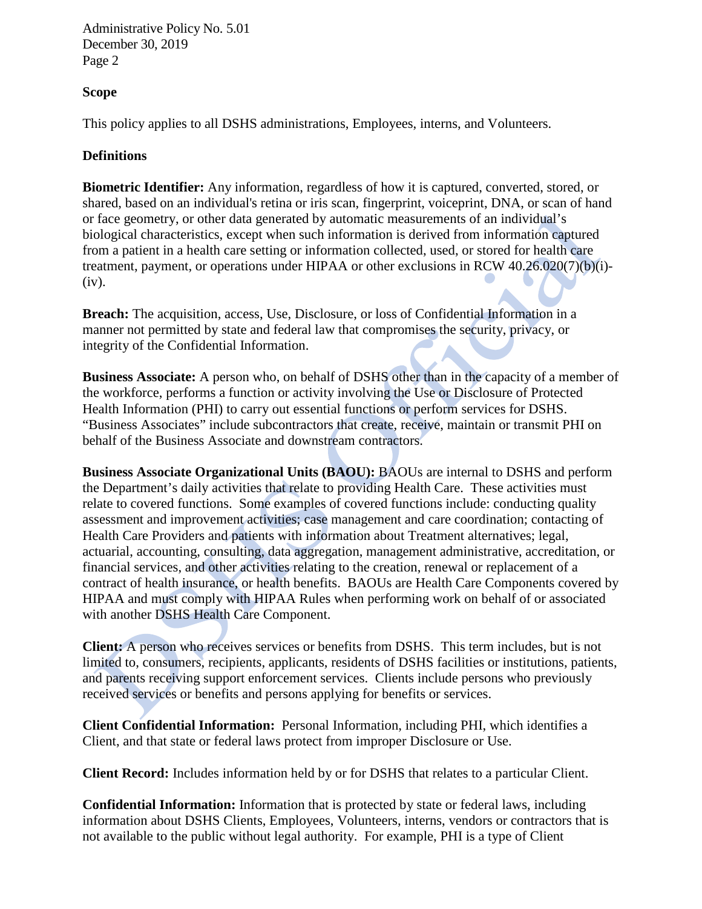## Scope

This policy applies to all DSHS administrations, Employees, interns, and Volunteers.

## Definitions

**Biometric Identifier:** Any information, regardless of how it is captured, converted, stored, or shared, based on an individual's retina or iris scan, fingerprint, voiceprint, DNA, or scan of hand or face geometry, or other data generated by automatic measurements of an individual's biological characteristics, except when such information is derived from information captured from a patient in a health care setting or information collected, used, or stored for health care treatment, payment, or operations under HIPAA or other exclusions in RCW 40.26.020(7)(b)(i)-(iv).

**Breach:** The acquisition, access, Use, Disclosure, or loss of Confidential Information in a manner not permitted by state and federal law that compromises the security, privacy, or integrity of the Confidential Information.

**Business Associate:** A person who, on behalf of DSHS other than in the capacity of a member of the workforce, performs a function or activity involving the Use or Disclosure of Protected Health Information (PHI) to carry out essential functions or perform services for DSHS. "Business Associates" include subcontractors that create, receive, maintain or transmit PHI on behalf of the Business Associate and downstream contractors.

**Business Associate Organizational Units (BAOU):** BAOUs are internal to DSHS and perform the Department's daily activities that relate to providing Health Care. These activities must relate to covered functions. Some examples of covered functions include: conducting quality assessment and improvement activities; case management and care coordination; contacting of Health Care Providers and patients with information about Treatment alternatives; legal, actuarial, accounting, consulting, data aggregation, management administrative, accreditation, or financial services, and other activities relating to the creation, renewal or replacement of a contract of health insurance, or health benefits. BAOUs are Health Care Components covered by HIPAA and must comply with HIPAA Rules when performing work on behalf of or associated with another DSHS Health Care Component.

**Client:** A person who receives services or benefits from DSHS. This term includes, but is not limited to, consumers, recipients, applicants, residents of DSHS facilities or institutions, patients, and parents receiving support enforcement services. Clients include persons who previously received services or benefits and persons applying for benefits or services.

**Client Confidential Information:** Personal Information, including PHI, which identifies a Client, and that state or federal laws protect from improper Disclosure or Use.

**Client Record:** Includes information held by or for DSHS that relates to a particular Client.

**Confidential Information:** Information that is protected by state or federal laws, including information about DSHS Clients, Employees, Volunteers, interns, vendors or contractors that is not available to the public without legal authority. For example, PHI is a type of Client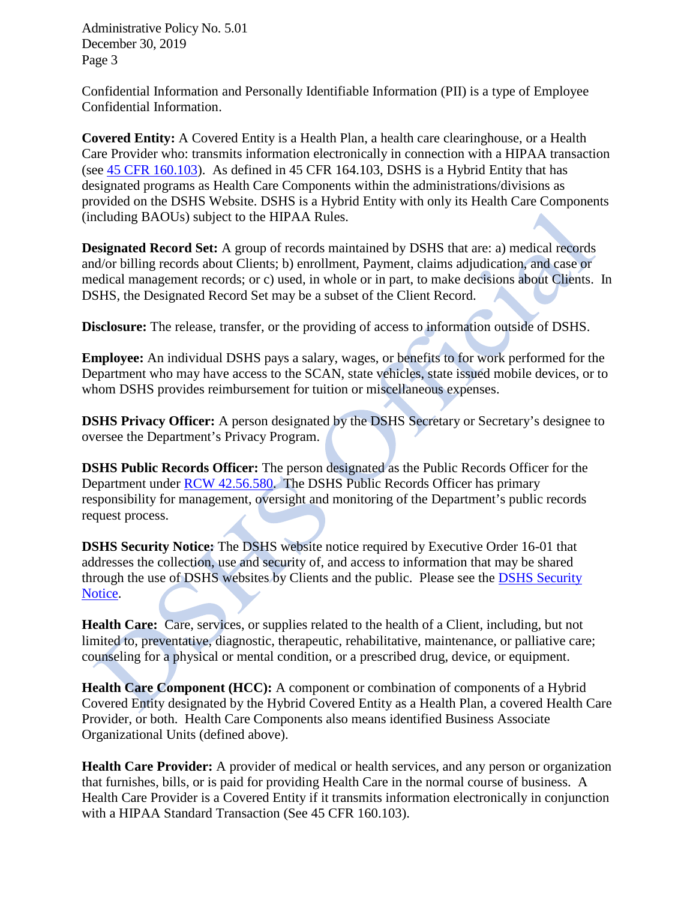Confidential Information and Personally Identifiable Information (PII) is a type of Employee Confidential Information.

**Covered Entity:** A Covered Entity is a Health Plan, a health care clearinghouse, or a Health Care Provider who: transmits information electronically in connection with a HIPAA transaction (see [45 CFR 160.103](45 CFR 160.103)). As defined in 45 CFR 164.103, DSHS is a Hybrid Entity that has designated programs as Health Care Components within the administrations/divisions as provided on the DSHS Website. DSHS is a Hybrid Entity with only its Health Care Components (including BAOUs) subject to the HIPAA Rules.

**Designated Record Set:** A group of records maintained by DSHS that are: a) medical records and/or billing records about Clients; b) enrollment, Payment, claims adjudication, and case or medical management records; or c) used, in whole or in part, to make decisions about Clients. In DSHS, the Designated Record Set may be a subset of the Client Record.

**Disclosure:** The release, transfer, or the providing of access to information outside of DSHS.

**Employee:** An individual DSHS pays a salary, wages, or benefits to for work performed for the Department who may have access to the SCAN, state vehicles, state issued mobile devices, or to whom DSHS provides reimbursement for tuition or miscellaneous expenses.

**DSHS Privacy Officer:** A person designated by the DSHS Secretary or Secretary's designee to oversee the Department's Privacy Program.

**DSHS Public Records Officer:** The person designated as the Public Records Officer for the Department under RCW 42.56.580. The DSHS Public Records Officer has primary responsibility for management, oversight and monitoring of the Department's public records request process.

**DSHS Security Notice:** The DSHS website notice required by Executive Order 16-01 that addresses the collection, use and security of, and access to information that may be shared through the use of DSHS websites by Clients and the public. Please see the DSHS Security Notice.

**Health Care:** Care, services, or supplies related to the health of a Client, including, but not limited to, preventative, diagnostic, therapeutic, rehabilitative, maintenance, or palliative care; counseling for a physical or mental condition, or a prescribed drug, device, or equipment.

**Health Care Component (HCC):** A component or combination of components of a Hybrid Covered Entity designated by the Hybrid Covered Entity as a Health Plan, a covered Health Care Provider, or both. Health Care Components also means identified Business Associate Organizational Units (defined above).

**Health Care Provider:** A provider of medical or health services, and any person or organization that furnishes, bills, or is paid for providing Health Care in the normal course of business. A Health Care Provider is a Covered Entity if it transmits information electronically in conjunction with a HIPAA Standard Transaction (See 45 CFR 160.103).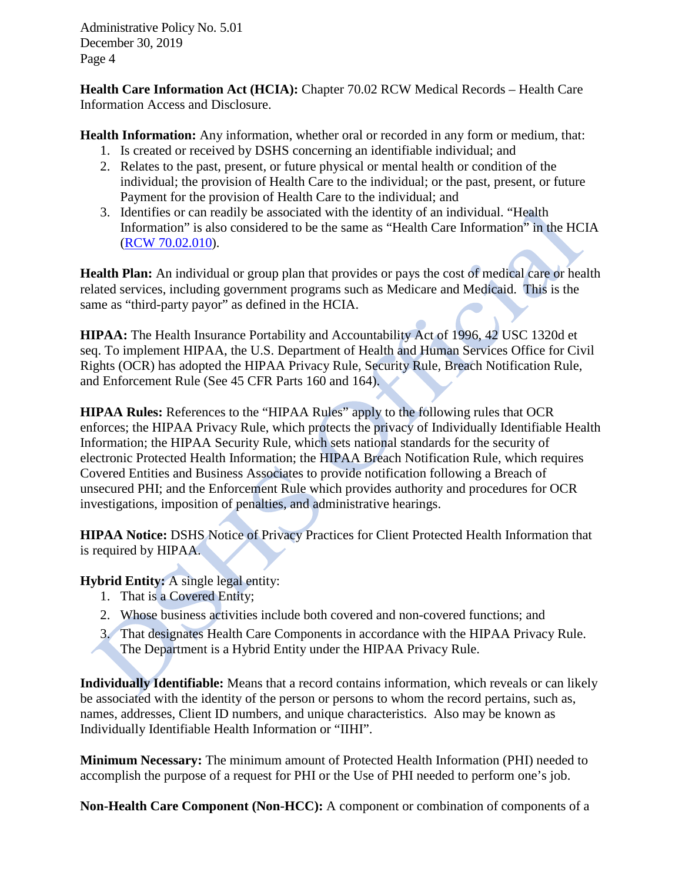**Health Care Information Act (HCIA):** Chapter 70.02 RCW Medical Records – Health Care Information Access and Disclosure.

**Health Information:** Any information, whether oral or recorded in any form or medium, that:

1. Is created or received by DSHS concerning an identifiable individual; and
2. Relates to the past, present, or future physical or mental health or condition of the individual; the provision of Health Care to the individual; or the past, present, or future Payment for the provision of Health Care to the individual; and
3. Identifies or can readily be associated with the identity of an individual. "Health Information" is also considered to be the same as "Health Care Information" in the HCIA (RCW 70.02.010).

**Health Plan:** An individual or group plan that provides or pays the cost of medical care or health related services, including government programs such as Medicare and Medicaid. This is the same as "third-party payor" as defined in the HCIA.

**HIPAA:** The Health Insurance Portability and Accountability Act of 1996, 42 USC 1320d et seq. To implement HIPAA, the U.S. Department of Health and Human Services Office for Civil Rights (OCR) has adopted the HIPAA Privacy Rule, Security Rule, Breach Notification Rule, and Enforcement Rule (See 45 CFR Parts 160 and 164).

**HIPAA Rules:** References to the "HIPAA Rules" apply to the following rules that OCR enforces; the HIPAA Privacy Rule, which protects the privacy of Individually Identifiable Health Information; the HIPAA Security Rule, which sets national standards for the security of electronic Protected Health Information; the HIPAA Breach Notification Rule, which requires Covered Entities and Business Associates to provide notification following a Breach of unsecured PHI; and the Enforcement Rule which provides authority and procedures for OCR investigations, imposition of penalties, and administrative hearings.

**HIPAA Notice:** DSHS Notice of Privacy Practices for Client Protected Health Information that is required by HIPAA.

**Hybrid Entity:** A single legal entity:

1. That is a Covered Entity;
2. Whose business activities include both covered and non-covered functions; and
3. That designates Health Care Components in accordance with the HIPAA Privacy Rule. The Department is a Hybrid Entity under the HIPAA Privacy Rule.

**Individually Identifiable:** Means that a record contains information, which reveals or can likely be associated with the identity of the person or persons to whom the record pertains, such as, names, addresses, Client ID numbers, and unique characteristics. Also may be known as Individually Identifiable Health Information or "IIHI".

**Minimum Necessary:** The minimum amount of Protected Health Information (PHI) needed to accomplish the purpose of a request for PHI or the Use of PHI needed to perform one's job.

**Non-Health Care Component (Non-HCC):** A component or combination of components of a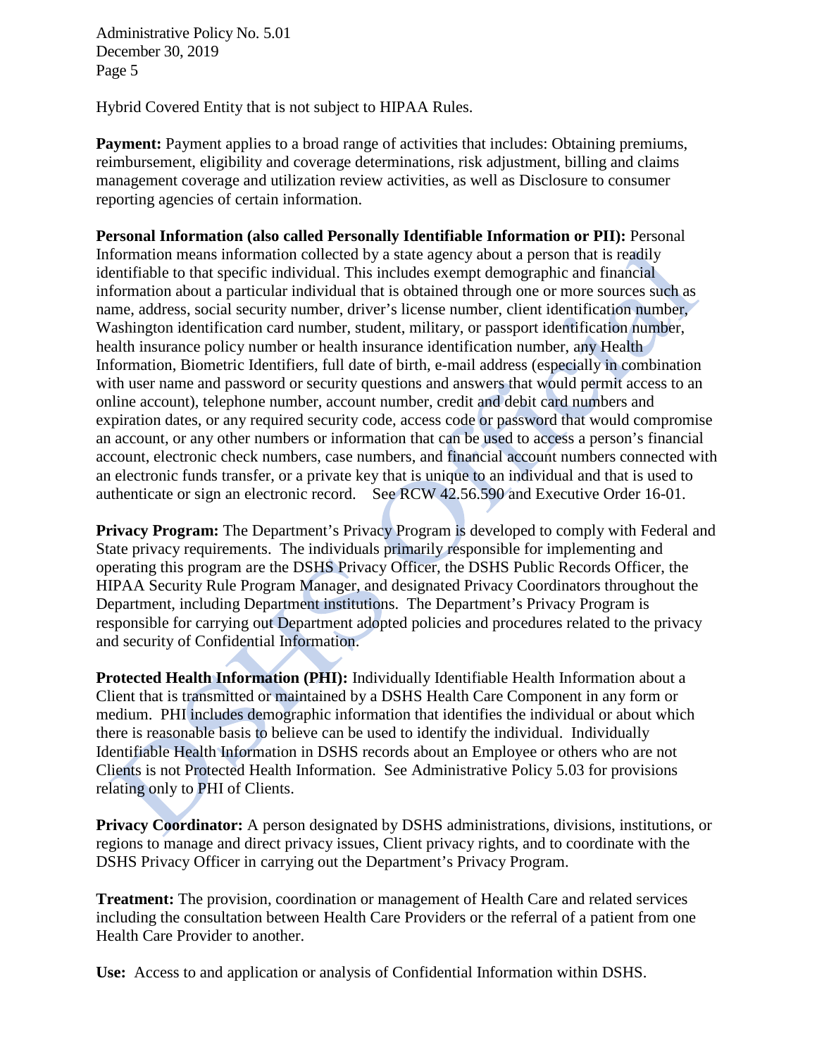Hybrid Covered Entity that is not subject to HIPAA Rules.

**Payment:** Payment applies to a broad range of activities that includes: Obtaining premiums, reimbursement, eligibility and coverage determinations, risk adjustment, billing and claims management coverage and utilization review activities, as well as Disclosure to consumer reporting agencies of certain information.

**Personal Information (also called Personally Identifiable Information or PII):** Personal Information means information collected by a state agency about a person that is readily identifiable to that specific individual. This includes exempt demographic and financial information about a particular individual that is obtained through one or more sources such as name, address, social security number, driver's license number, client identification number, Washington identification card number, student, military, or passport identification number, health insurance policy number or health insurance identification number, any Health Information, Biometric Identifiers, full date of birth, e-mail address (especially in combination with user name and password or security questions and answers that would permit access to an online account), telephone number, account number, credit and debit card numbers and expiration dates, or any required security code, access code or password that would compromise an account, or any other numbers or information that can be used to access a person's financial account, electronic check numbers, case numbers, and financial account numbers connected with an electronic funds transfer, or a private key that is unique to an individual and that is used to authenticate or sign an electronic record. See RCW 42.56.590 and Executive Order 16-01.

**Privacy Program:** The Department's Privacy Program is developed to comply with Federal and State privacy requirements. The individuals primarily responsible for implementing and operating this program are the DSHS Privacy Officer, the DSHS Public Records Officer, the HIPAA Security Rule Program Manager, and designated Privacy Coordinators throughout the Department, including Department institutions. The Department's Privacy Program is responsible for carrying out Department adopted policies and procedures related to the privacy and security of Confidential Information.

**Protected Health Information (PHI):** Individually Identifiable Health Information about a Client that is transmitted or maintained by a DSHS Health Care Component in any form or medium. PHI includes demographic information that identifies the individual or about which there is reasonable basis to believe can be used to identify the individual. Individually Identifiable Health Information in DSHS records about an Employee or others who are not Clients is not Protected Health Information. See Administrative Policy 5.03 for provisions relating only to PHI of Clients.

**Privacy Coordinator:** A person designated by DSHS administrations, divisions, institutions, or regions to manage and direct privacy issues, Client privacy rights, and to coordinate with the DSHS Privacy Officer in carrying out the Department's Privacy Program.

**Treatment:** The provision, coordination or management of Health Care and related services including the consultation between Health Care Providers or the referral of a patient from one Health Care Provider to another.

**Use:** Access to and application or analysis of Confidential Information within DSHS.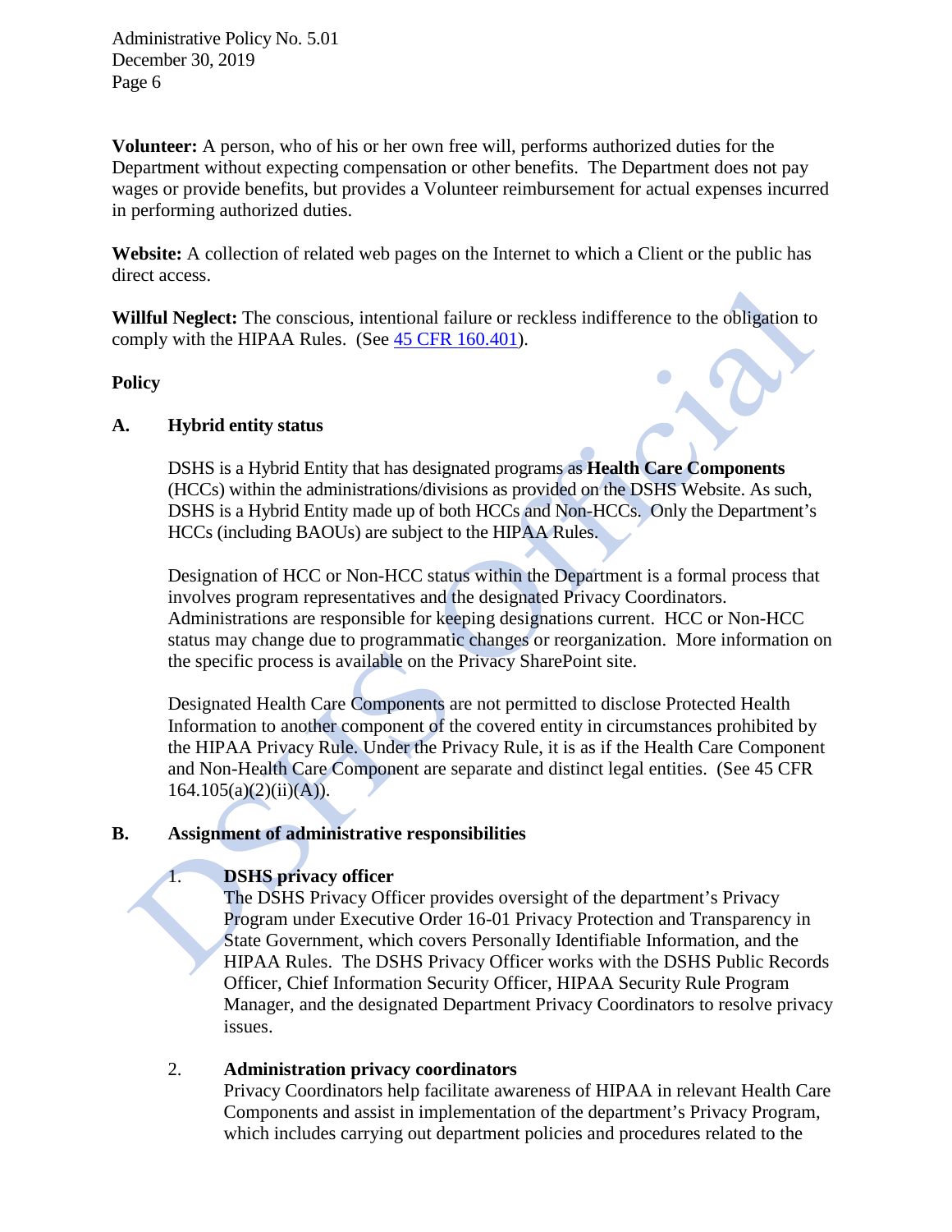**Volunteer:** A person, who of his or her own free will, performs authorized duties for the Department without expecting compensation or other benefits. The Department does not pay wages or provide benefits, but provides a Volunteer reimbursement for actual expenses incurred in performing authorized duties.

**Website:** A collection of related web pages on the Internet to which a Client or the public has direct access.

**Willful Neglect:** The conscious, intentional failure or reckless indifference to the obligation to comply with the HIPAA Rules. (See [45 CFR 160.401](45 CFR 160.401)).

## Policy

### A. Hybrid entity status

DSHS is a Hybrid Entity that has designated programs as **Health Care Components** (HCCs) within the administrations/divisions as provided on the DSHS Website. As such, DSHS is a Hybrid Entity made up of both HCCs and Non-HCCs. Only the Department's HCCs (including BAOUs) are subject to the HIPAA Rules.

Designation of HCC or Non-HCC status within the Department is a formal process that involves program representatives and the designated Privacy Coordinators. Administrations are responsible for keeping designations current. HCC or Non-HCC status may change due to programmatic changes or reorganization. More information on the specific process is available on the Privacy SharePoint site.

Designated Health Care Components are not permitted to disclose Protected Health Information to another component of the covered entity in circumstances prohibited by the HIPAA Privacy Rule. Under the Privacy Rule, it is as if the Health Care Component and Non-Health Care Component are separate and distinct legal entities. (See 45 CFR 164.105(a)(2)(ii)(A)).

### B. Assignment of administrative responsibilities

1. **DSHS privacy officer**
   The DSHS Privacy Officer provides oversight of the department's Privacy Program under Executive Order 16-01 Privacy Protection and Transparency in State Government, which covers Personally Identifiable Information, and the HIPAA Rules. The DSHS Privacy Officer works with the DSHS Public Records Officer, Chief Information Security Officer, HIPAA Security Rule Program Manager, and the designated Department Privacy Coordinators to resolve privacy issues.

2. **Administration privacy coordinators**
   Privacy Coordinators help facilitate awareness of HIPAA in relevant Health Care Components and assist in implementation of the department's Privacy Program, which includes carrying out department policies and procedures related to the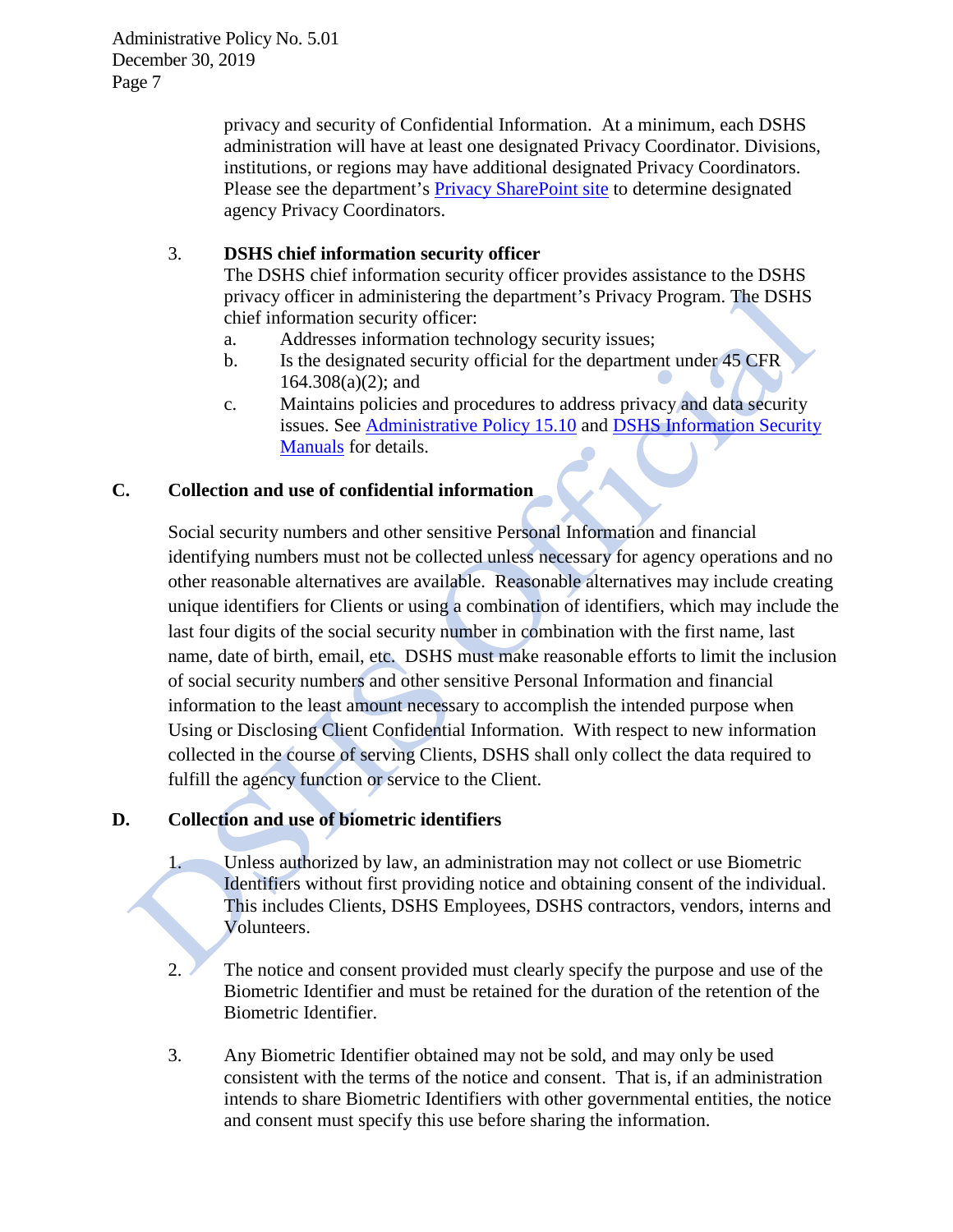privacy and security of Confidential Information. At a minimum, each DSHS administration will have at least one designated Privacy Coordinator. Divisions, institutions, or regions may have additional designated Privacy Coordinators. Please see the department's Privacy SharePoint site to determine designated agency Privacy Coordinators.

3. **DSHS chief information security officer**

   The DSHS chief information security officer provides assistance to the DSHS privacy officer in administering the department's Privacy Program. The DSHS chief information security officer:

   a. Addresses information technology security issues;
   
   b. Is the designated security official for the department under 45 CFR 164.308(a)(2); and
   
   c. Maintains policies and procedures to address privacy and data security issues. See Administrative Policy 15.10 and DSHS Information Security Manuals for details.

**C. Collection and use of confidential information**

Social security numbers and other sensitive Personal Information and financial identifying numbers must not be collected unless necessary for agency operations and no other reasonable alternatives are available. Reasonable alternatives may include creating unique identifiers for Clients or using a combination of identifiers, which may include the last four digits of the social security number in combination with the first name, last name, date of birth, email, etc. DSHS must make reasonable efforts to limit the inclusion of social security numbers and other sensitive Personal Information and financial information to the least amount necessary to accomplish the intended purpose when Using or Disclosing Client Confidential Information. With respect to new information collected in the course of serving Clients, DSHS shall only collect the data required to fulfill the agency function or service to the Client.

**D. Collection and use of biometric identifiers**

1. Unless authorized by law, an administration may not collect or use Biometric Identifiers without first providing notice and obtaining consent of the individual. This includes Clients, DSHS Employees, DSHS contractors, vendors, interns and Volunteers.

2. The notice and consent provided must clearly specify the purpose and use of the Biometric Identifier and must be retained for the duration of the retention of the Biometric Identifier.

3. Any Biometric Identifier obtained may not be sold, and may only be used consistent with the terms of the notice and consent. That is, if an administration intends to share Biometric Identifiers with other governmental entities, the notice and consent must specify this use before sharing the information.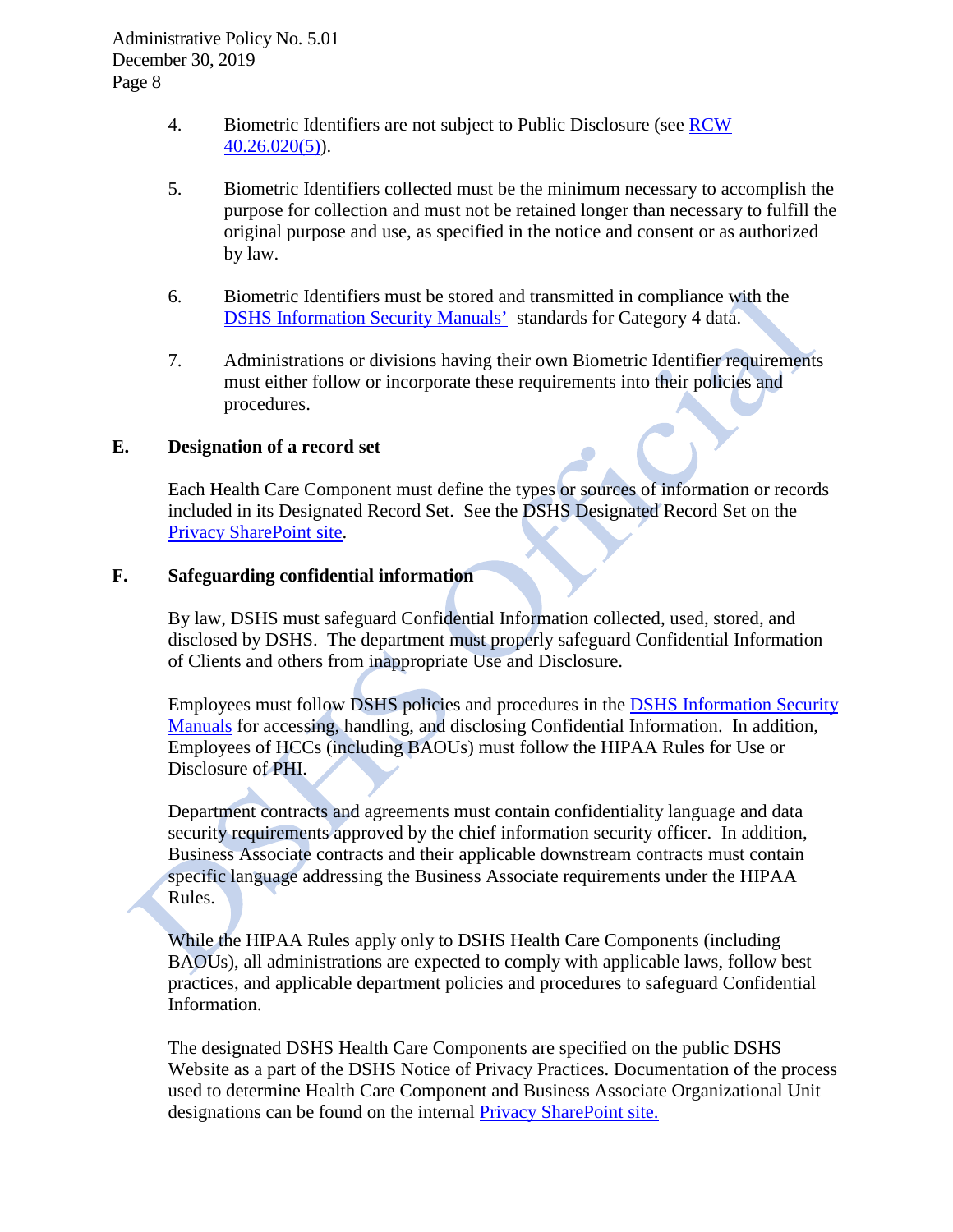4. Biometric Identifiers are not subject to Public Disclosure (see RCW 40.26.020(5)).

5. Biometric Identifiers collected must be the minimum necessary to accomplish the purpose for collection and must not be retained longer than necessary to fulfill the original purpose and use, as specified in the notice and consent or as authorized by law.

6. Biometric Identifiers must be stored and transmitted in compliance with the DSHS Information Security Manuals' standards for Category 4 data.

7. Administrations or divisions having their own Biometric Identifier requirements must either follow or incorporate these requirements into their policies and procedures.

## E. Designation of a record set

Each Health Care Component must define the types or sources of information or records included in its Designated Record Set. See the DSHS Designated Record Set on the Privacy SharePoint site.

## F. Safeguarding confidential information

By law, DSHS must safeguard Confidential Information collected, used, stored, and disclosed by DSHS. The department must properly safeguard Confidential Information of Clients and others from inappropriate Use and Disclosure.

Employees must follow DSHS policies and procedures in the DSHS Information Security Manuals for accessing, handling, and disclosing Confidential Information. In addition, Employees of HCCs (including BAOUs) must follow the HIPAA Rules for Use or Disclosure of PHI.

Department contracts and agreements must contain confidentiality language and data security requirements approved by the chief information security officer. In addition, Business Associate contracts and their applicable downstream contracts must contain specific language addressing the Business Associate requirements under the HIPAA Rules.

While the HIPAA Rules apply only to DSHS Health Care Components (including BAOUs), all administrations are expected to comply with applicable laws, follow best practices, and applicable department policies and procedures to safeguard Confidential Information.

The designated DSHS Health Care Components are specified on the public DSHS Website as a part of the DSHS Notice of Privacy Practices. Documentation of the process used to determine Health Care Component and Business Associate Organizational Unit designations can be found on the internal Privacy SharePoint site.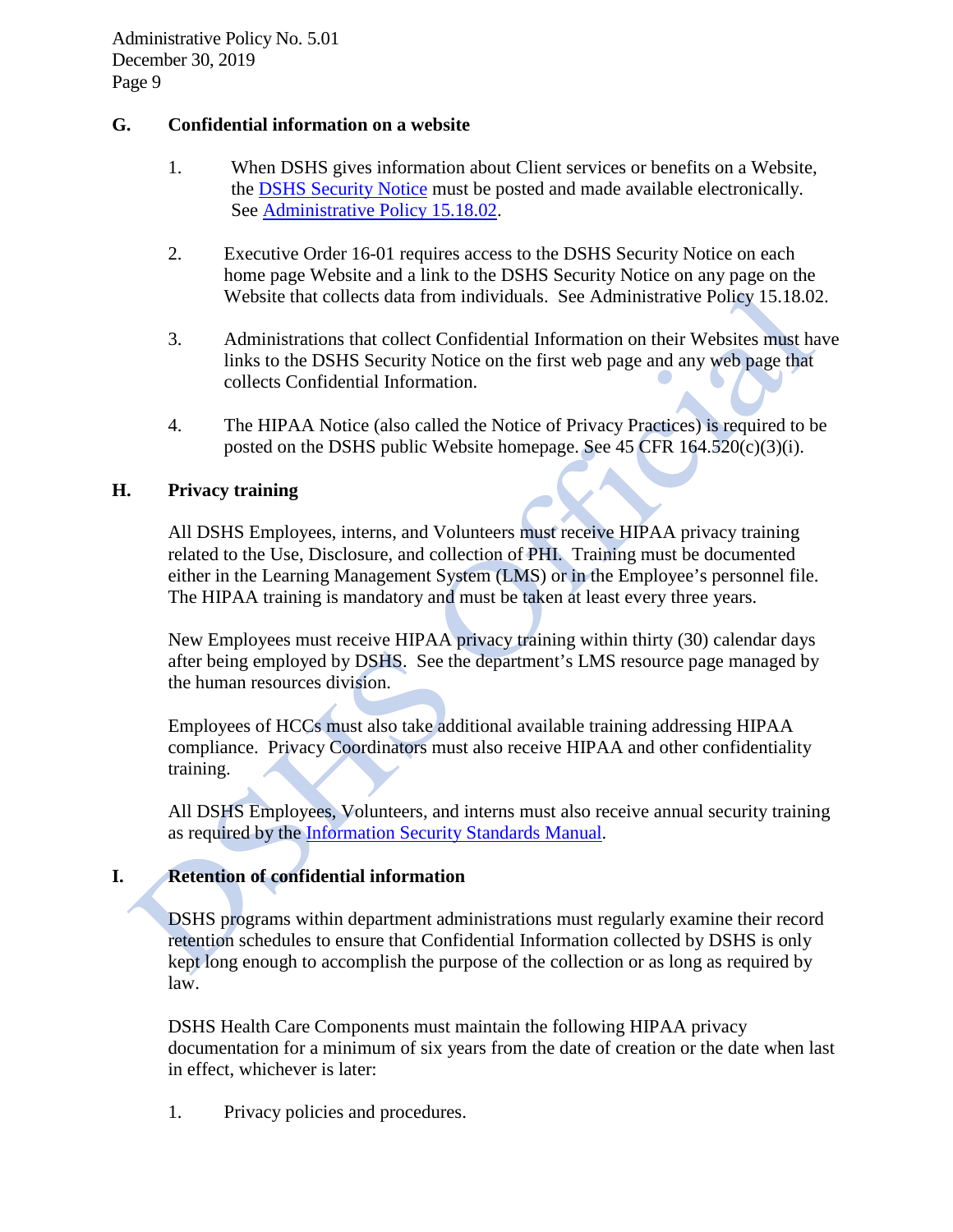### G. Confidential information on a website

1. When DSHS gives information about Client services or benefits on a Website, the [DSHS Security Notice] must be posted and made available electronically. See [Administrative Policy 15.18.02].

2. Executive Order 16-01 requires access to the DSHS Security Notice on each home page Website and a link to the DSHS Security Notice on any page on the Website that collects data from individuals. See Administrative Policy 15.18.02.

3. Administrations that collect Confidential Information on their Websites must have links to the DSHS Security Notice on the first web page and any web page that collects Confidential Information.

4. The HIPAA Notice (also called the Notice of Privacy Practices) is required to be posted on the DSHS public Website homepage. See 45 CFR 164.520(c)(3)(i).

### H. Privacy training

All DSHS Employees, interns, and Volunteers must receive HIPAA privacy training related to the Use, Disclosure, and collection of PHI. Training must be documented either in the Learning Management System (LMS) or in the Employee's personnel file. The HIPAA training is mandatory and must be taken at least every three years.

New Employees must receive HIPAA privacy training within thirty (30) calendar days after being employed by DSHS. See the department's LMS resource page managed by the human resources division.

Employees of HCCs must also take additional available training addressing HIPAA compliance. Privacy Coordinators must also receive HIPAA and other confidentiality training.

All DSHS Employees, Volunteers, and interns must also receive annual security training as required by the [Information Security Standards Manual].

### I. Retention of confidential information

DSHS programs within department administrations must regularly examine their record retention schedules to ensure that Confidential Information collected by DSHS is only kept long enough to accomplish the purpose of the collection or as long as required by law.

DSHS Health Care Components must maintain the following HIPAA privacy documentation for a minimum of six years from the date of creation or the date when last in effect, whichever is later:

1. Privacy policies and procedures.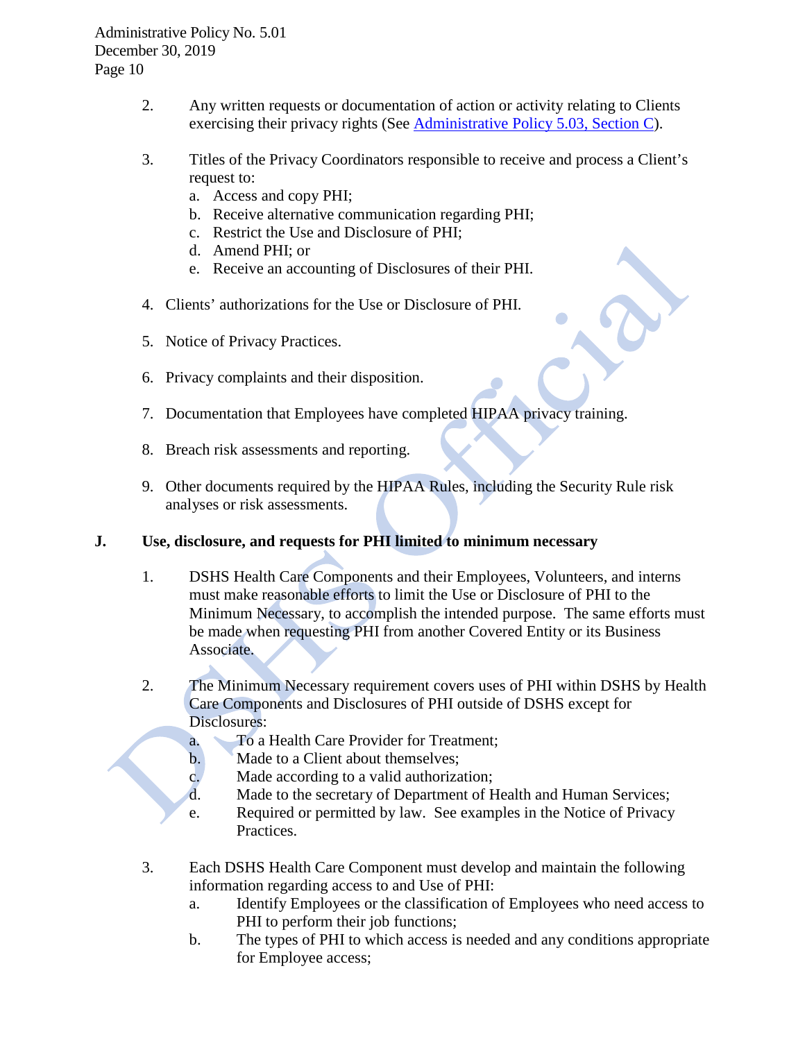2. Any written requests or documentation of action or activity relating to Clients exercising their privacy rights (See Administrative Policy 5.03, Section C).

3. Titles of the Privacy Coordinators responsible to receive and process a Client's request to:
   a. Access and copy PHI;
   b. Receive alternative communication regarding PHI;
   c. Restrict the Use and Disclosure of PHI;
   d. Amend PHI; or
   e. Receive an accounting of Disclosures of their PHI.

4. Clients' authorizations for the Use or Disclosure of PHI.

5. Notice of Privacy Practices.

6. Privacy complaints and their disposition.

7. Documentation that Employees have completed HIPAA privacy training.

8. Breach risk assessments and reporting.

9. Other documents required by the HIPAA Rules, including the Security Rule risk analyses or risk assessments.

**J. Use, disclosure, and requests for PHI limited to minimum necessary**

1. DSHS Health Care Components and their Employees, Volunteers, and interns must make reasonable efforts to limit the Use or Disclosure of PHI to the Minimum Necessary, to accomplish the intended purpose. The same efforts must be made when requesting PHI from another Covered Entity or its Business Associate.

2. The Minimum Necessary requirement covers uses of PHI within DSHS by Health Care Components and Disclosures of PHI outside of DSHS except for Disclosures:
   a. To a Health Care Provider for Treatment;
   b. Made to a Client about themselves;
   c. Made according to a valid authorization;
   d. Made to the secretary of Department of Health and Human Services;
   e. Required or permitted by law. See examples in the Notice of Privacy Practices.

3. Each DSHS Health Care Component must develop and maintain the following information regarding access to and Use of PHI:
   a. Identify Employees or the classification of Employees who need access to PHI to perform their job functions;
   b. The types of PHI to which access is needed and any conditions appropriate for Employee access;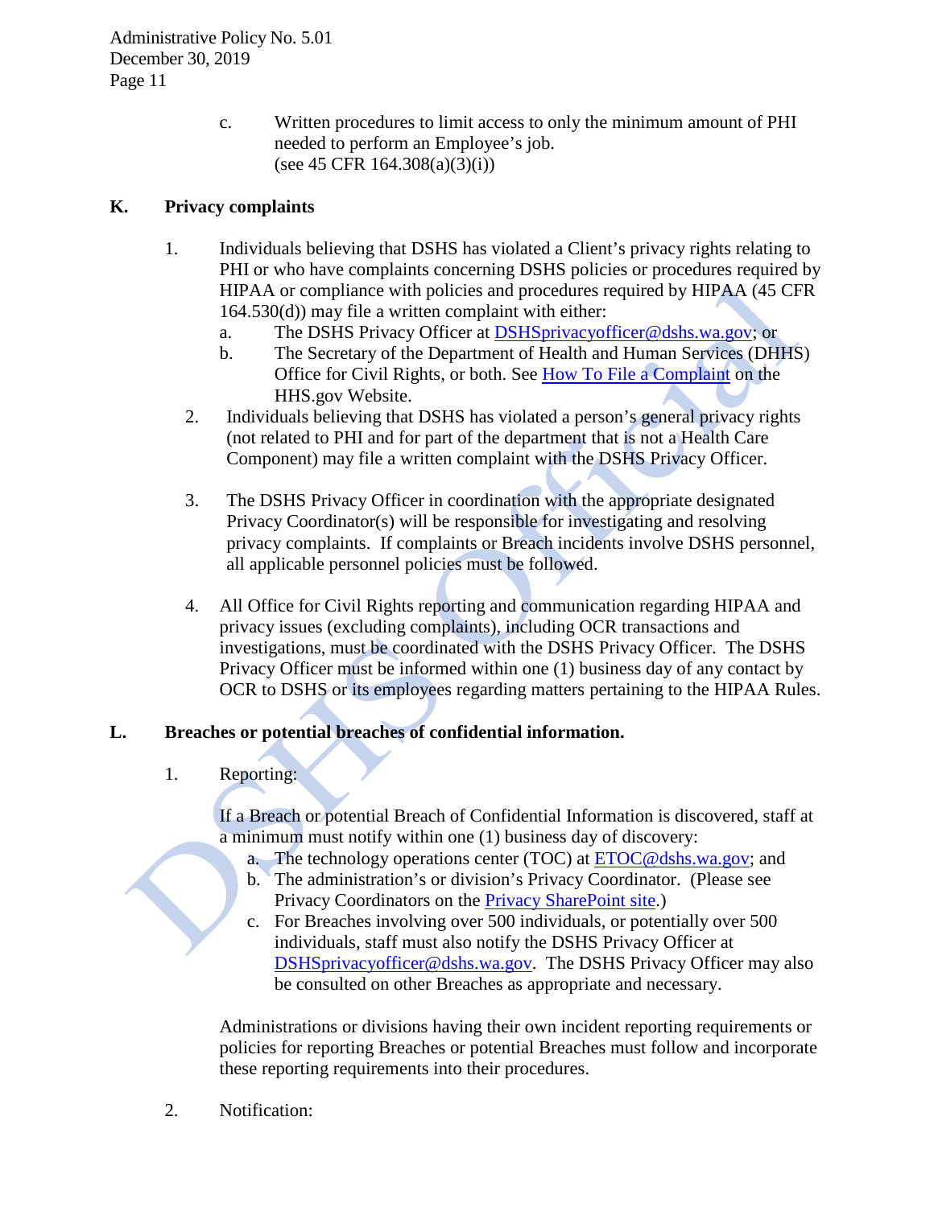c. Written procedures to limit access to only the minimum amount of PHI needed to perform an Employee's job. (see 45 CFR 164.308(a)(3)(i))

## K. Privacy complaints

1. Individuals believing that DSHS has violated a Client's privacy rights relating to PHI or who have complaints concerning DSHS policies or procedures required by HIPAA or compliance with policies and procedures required by HIPAA (45 CFR 164.530(d)) may file a written complaint with either:
   a. The DSHS Privacy Officer at DSHSprivacyofficer@dshs.wa.gov; or
   b. The Secretary of the Department of Health and Human Services (DHHS) Office for Civil Rights, or both. See How To File a Complaint on the HHS.gov Website.
2. Individuals believing that DSHS has violated a person's general privacy rights (not related to PHI and for part of the department that is not a Health Care Component) may file a written complaint with the DSHS Privacy Officer.
3. The DSHS Privacy Officer in coordination with the appropriate designated Privacy Coordinator(s) will be responsible for investigating and resolving privacy complaints. If complaints or Breach incidents involve DSHS personnel, all applicable personnel policies must be followed.
4. All Office for Civil Rights reporting and communication regarding HIPAA and privacy issues (excluding complaints), including OCR transactions and investigations, must be coordinated with the DSHS Privacy Officer. The DSHS Privacy Officer must be informed within one (1) business day of any contact by OCR to DSHS or its employees regarding matters pertaining to the HIPAA Rules.

## L. Breaches or potential breaches of confidential information.

1. Reporting:

   If a Breach or potential Breach of Confidential Information is discovered, staff at a minimum must notify within one (1) business day of discovery:
   a. The technology operations center (TOC) at ETOC@dshs.wa.gov; and
   b. The administration's or division's Privacy Coordinator. (Please see Privacy Coordinators on the Privacy SharePoint site.)
   c. For Breaches involving over 500 individuals, or potentially over 500 individuals, staff must also notify the DSHS Privacy Officer at DSHSprivacyofficer@dshs.wa.gov. The DSHS Privacy Officer may also be consulted on other Breaches as appropriate and necessary.

   Administrations or divisions having their own incident reporting requirements or policies for reporting Breaches or potential Breaches must follow and incorporate these reporting requirements into their procedures.

2. Notification: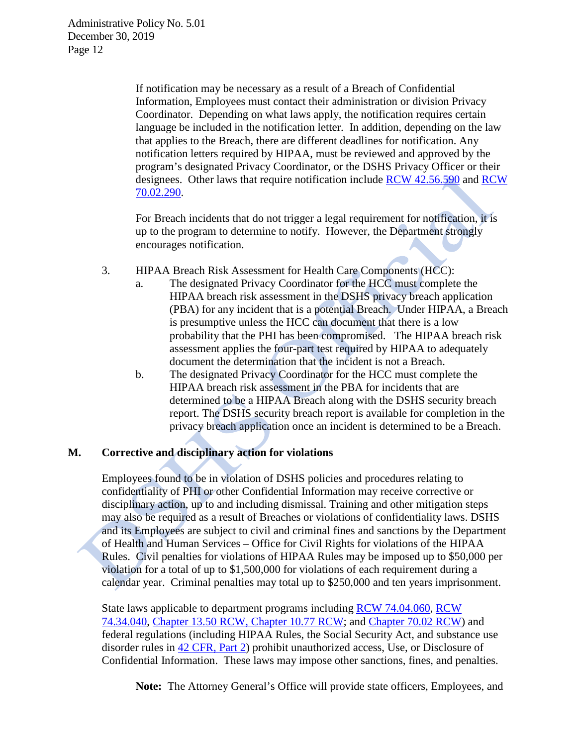If notification may be necessary as a result of a Breach of Confidential Information, Employees must contact their administration or division Privacy Coordinator. Depending on what laws apply, the notification requires certain language be included in the notification letter. In addition, depending on the law that applies to the Breach, there are different deadlines for notification. Any notification letters required by HIPAA, must be reviewed and approved by the program's designated Privacy Coordinator, or the DSHS Privacy Officer or their designees. Other laws that require notification include RCW 42.56.590 and RCW 70.02.290.

For Breach incidents that do not trigger a legal requirement for notification, it is up to the program to determine to notify. However, the Department strongly encourages notification.

3. HIPAA Breach Risk Assessment for Health Care Components (HCC):
   a. The designated Privacy Coordinator for the HCC must complete the HIPAA breach risk assessment in the DSHS privacy breach application (PBA) for any incident that is a potential Breach. Under HIPAA, a Breach is presumptive unless the HCC can document that there is a low probability that the PHI has been compromised. The HIPAA breach risk assessment applies the four-part test required by HIPAA to adequately document the determination that the incident is not a Breach.
   b. The designated Privacy Coordinator for the HCC must complete the HIPAA breach risk assessment in the PBA for incidents that are determined to be a HIPAA Breach along with the DSHS security breach report. The DSHS security breach report is available for completion in the privacy breach application once an incident is determined to be a Breach.

## M. Corrective and disciplinary action for violations

Employees found to be in violation of DSHS policies and procedures relating to confidentiality of PHI or other Confidential Information may receive corrective or disciplinary action, up to and including dismissal. Training and other mitigation steps may also be required as a result of Breaches or violations of confidentiality laws. DSHS and its Employees are subject to civil and criminal fines and sanctions by the Department of Health and Human Services – Office for Civil Rights for violations of the HIPAA Rules. Civil penalties for violations of HIPAA Rules may be imposed up to $50,000 per violation for a total of up to $1,500,000 for violations of each requirement during a calendar year. Criminal penalties may total up to $250,000 and ten years imprisonment.

State laws applicable to department programs including RCW 74.04.060, RCW 74.34.040, Chapter 13.50 RCW, Chapter 10.77 RCW; and Chapter 70.02 RCW) and federal regulations (including HIPAA Rules, the Social Security Act, and substance use disorder rules in 42 CFR, Part 2) prohibit unauthorized access, Use, or Disclosure of Confidential Information. These laws may impose other sanctions, fines, and penalties.

**Note:** The Attorney General's Office will provide state officers, Employees, and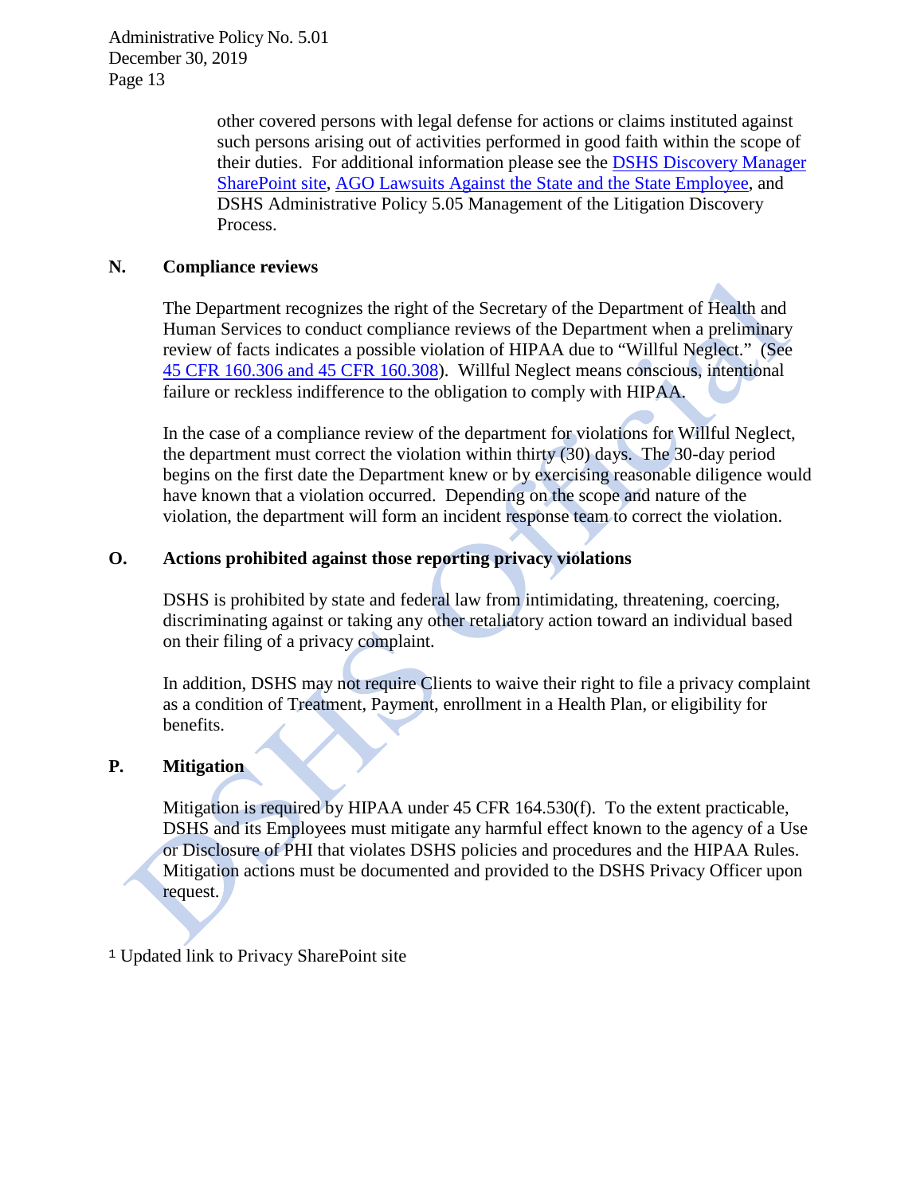other covered persons with legal defense for actions or claims instituted against such persons arising out of activities performed in good faith within the scope of their duties. For additional information please see the [DSHS Discovery Manager SharePoint site](), [AGO Lawsuits Against the State and the State Employee](), and DSHS Administrative Policy 5.05 Management of the Litigation Discovery Process.

## N. Compliance reviews

The Department recognizes the right of the Secretary of the Department of Health and Human Services to conduct compliance reviews of the Department when a preliminary review of facts indicates a possible violation of HIPAA due to "Willful Neglect." (See [45 CFR 160.306 and 45 CFR 160.308]()). Willful Neglect means conscious, intentional failure or reckless indifference to the obligation to comply with HIPAA.

In the case of a compliance review of the department for violations for Willful Neglect, the department must correct the violation within thirty (30) days. The 30-day period begins on the first date the Department knew or by exercising reasonable diligence would have known that a violation occurred. Depending on the scope and nature of the violation, the department will form an incident response team to correct the violation.

## O. Actions prohibited against those reporting privacy violations

DSHS is prohibited by state and federal law from intimidating, threatening, coercing, discriminating against or taking any other retaliatory action toward an individual based on their filing of a privacy complaint.

In addition, DSHS may not require Clients to waive their right to file a privacy complaint as a condition of Treatment, Payment, enrollment in a Health Plan, or eligibility for benefits.

## P. Mitigation

Mitigation is required by HIPAA under 45 CFR 164.530(f). To the extent practicable, DSHS and its Employees must mitigate any harmful effect known to the agency of a Use or Disclosure of PHI that violates DSHS policies and procedures and the HIPAA Rules. Mitigation actions must be documented and provided to the DSHS Privacy Officer upon request.

[1] Updated link to Privacy SharePoint site